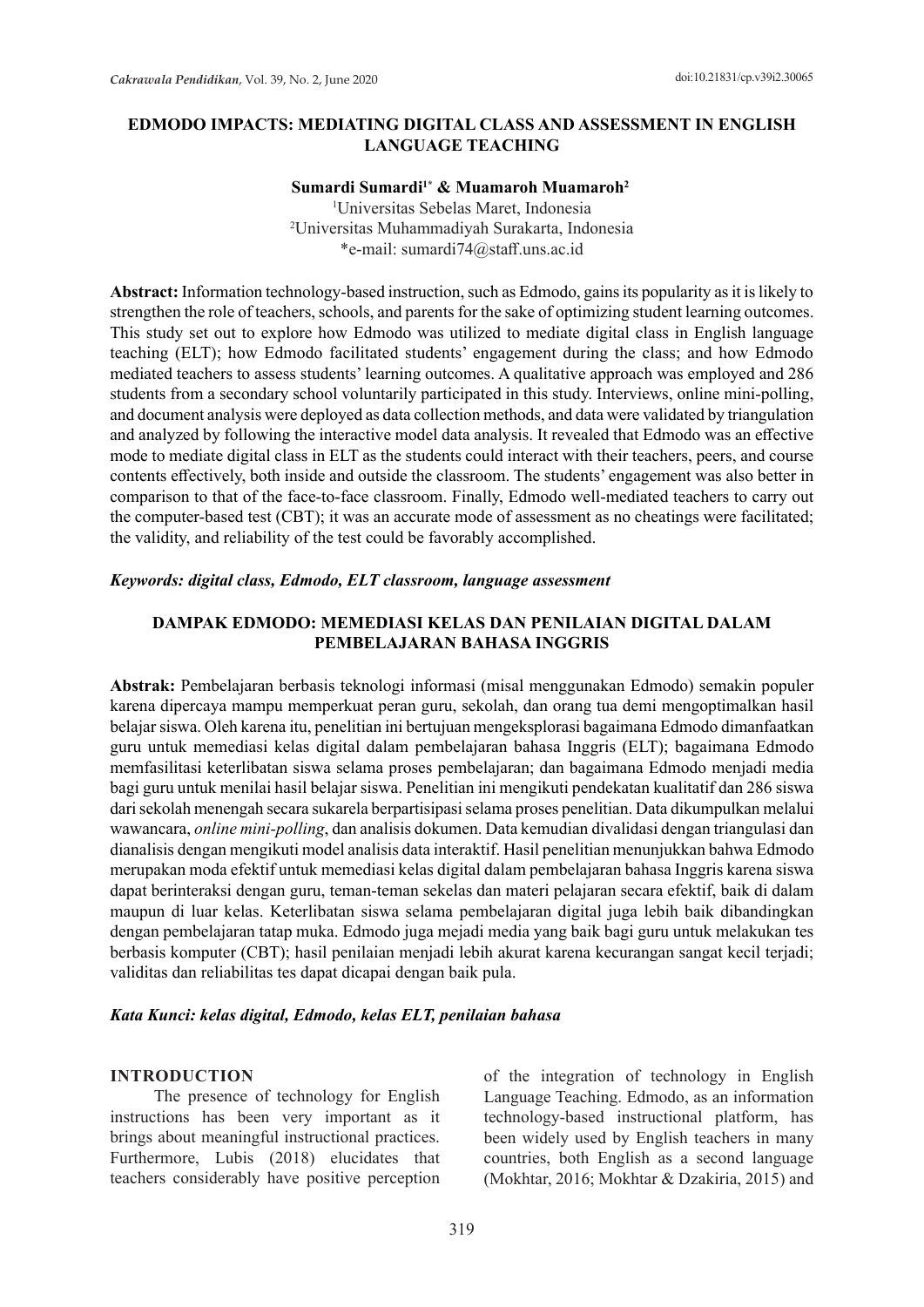# EDMODO IMPACTS: MEDIATING DIGITAL CLASS AND ASSESSMENT IN ENGLISH LANGUAGE TEACHING

**Sumardi Sumardi[1*] & Muamaroh Muamaroh[2]**

[1]Universitas Sebelas Maret, Indonesia
[2]Universitas Muhammadiyah Surakarta, Indonesia
*e-mail: sumardi74@staff.uns.ac.id

**Abstract:** Information technology-based instruction, such as Edmodo, gains its popularity as it is likely to strengthen the role of teachers, schools, and parents for the sake of optimizing student learning outcomes. This study set out to explore how Edmodo was utilized to mediate digital class in English language teaching (ELT); how Edmodo facilitated students' engagement during the class; and how Edmodo mediated teachers to assess students' learning outcomes. A qualitative approach was employed and 286 students from a secondary school voluntarily participated in this study. Interviews, online mini-polling, and document analysis were deployed as data collection methods, and data were validated by triangulation and analyzed by following the interactive model data analysis. It revealed that Edmodo was an effective mode to mediate digital class in ELT as the students could interact with their teachers, peers, and course contents effectively, both inside and outside the classroom. The students' engagement was also better in comparison to that of the face-to-face classroom. Finally, Edmodo well-mediated teachers to carry out the computer-based test (CBT); it was an accurate mode of assessment as no cheatings were facilitated; the validity, and reliability of the test could be favorably accomplished.

***Keywords: digital class, Edmodo, ELT classroom, language assessment***

# DAMPAK EDMODO: MEMEDIASI KELAS DAN PENILAIAN DIGITAL DALAM PEMBELAJARAN BAHASA INGGRIS

**Abstrak:** Pembelajaran berbasis teknologi informasi (misal menggunakan Edmodo) semakin populer karena dipercaya mampu memperkuat peran guru, sekolah, dan orang tua demi mengoptimalkan hasil belajar siswa. Oleh karena itu, penelitian ini bertujuan mengeksplorasi bagaimana Edmodo dimanfaatkan guru untuk memediasi kelas digital dalam pembelajaran bahasa Inggris (ELT); bagaimana Edmodo memfasilitasi keterlibatan siswa selama proses pembelajaran; dan bagaimana Edmodo menjadi media bagi guru untuk menilai hasil belajar siswa. Penelitian ini mengikuti pendekatan kualitatif dan 286 siswa dari sekolah menengah secara sukarela berpartisipasi selama proses penelitian. Data dikumpulkan melalui wawancara, *online mini-polling*, dan analisis dokumen. Data kemudian divalidasi dengan triangulasi dan dianalisis dengan mengikuti model analisis data interaktif. Hasil penelitian menunjukkan bahwa Edmodo merupakan moda efektif untuk memediasi kelas digital dalam pembelajaran bahasa Inggris karena siswa dapat berinteraksi dengan guru, teman-teman sekelas dan materi pelajaran secara efektif, baik di dalam maupun di luar kelas. Keterlibatan siswa selama pembelajaran digital juga lebih baik dibandingkan dengan pembelajaran tatap muka. Edmodo juga mejadi media yang baik bagi guru untuk melakukan tes berbasis komputer (CBT); hasil penilaian menjadi lebih akurat karena kecurangan sangat kecil terjadi; validitas dan reliabilitas tes dapat dicapai dengan baik pula.

***Kata Kunci: kelas digital, Edmodo, kelas ELT, penilaian bahasa***

## INTRODUCTION

The presence of technology for English instructions has been very important as it brings about meaningful instructional practices. Furthermore, Lubis (2018) elucidates that teachers considerably have positive perception of the integration of technology in English Language Teaching. Edmodo, as an information technology-based instructional platform, has been widely used by English teachers in many countries, both English as a second language (Mokhtar, 2016; Mokhtar & Dzakiria, 2015) and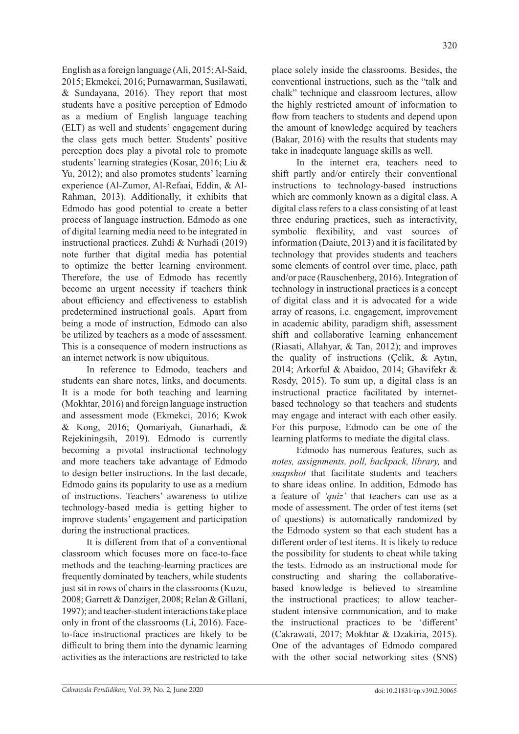English as a foreign language (Ali, 2015; Al-Said, 2015; Ekmekci, 2016; Purnawarman, Susilawati, & Sundayana, 2016). They report that most students have a positive perception of Edmodo as a medium of English language teaching (ELT) as well and students' engagement during the class gets much better. Students' positive perception does play a pivotal role to promote students' learning strategies (Kosar, 2016; Liu & Yu, 2012); and also promotes students' learning experience (Al-Zumor, Al-Refaai, Eddin, & Al-Rahman, 2013). Additionally, it exhibits that Edmodo has good potential to create a better process of language instruction. Edmodo as one of digital learning media need to be integrated in instructional practices. Zuhdi & Nurhadi (2019) note further that digital media has potential to optimize the better learning environment. Therefore, the use of Edmodo has recently become an urgent necessity if teachers think about efficiency and effectiveness to establish predetermined instructional goals. Apart from being a mode of instruction, Edmodo can also be utilized by teachers as a mode of assessment. This is a consequence of modern instructions as an internet network is now ubiquitous.

In reference to Edmodo, teachers and students can share notes, links, and documents. It is a mode for both teaching and learning (Mokhtar, 2016) and foreign language instruction and assessment mode (Ekmekci, 2016; Kwok & Kong, 2016; Qomariyah, Gunarhadi, & Rejekiningsih, 2019). Edmodo is currently becoming a pivotal instructional technology and more teachers take advantage of Edmodo to design better instructions. In the last decade, Edmodo gains its popularity to use as a medium of instructions. Teachers' awareness to utilize technology-based media is getting higher to improve students' engagement and participation during the instructional practices.

It is different from that of a conventional classroom which focuses more on face-to-face methods and the teaching-learning practices are frequently dominated by teachers, while students just sit in rows of chairs in the classrooms (Kuzu, 2008; Garrett & Danziger, 2008; Relan & Gillani, 1997); and teacher-student interactions take place only in front of the classrooms (Li, 2016). Face-to-face instructional practices are likely to be difficult to bring them into the dynamic learning activities as the interactions are restricted to take place solely inside the classrooms. Besides, the conventional instructions, such as the "talk and chalk" technique and classroom lectures, allow the highly restricted amount of information to flow from teachers to students and depend upon the amount of knowledge acquired by teachers (Bakar, 2016) with the results that students may take in inadequate language skills as well.

In the internet era, teachers need to shift partly and/or entirely their conventional instructions to technology-based instructions which are commonly known as a digital class. A digital class refers to a class consisting of at least three enduring practices, such as interactivity, symbolic flexibility, and vast sources of information (Daiute, 2013) and it is facilitated by technology that provides students and teachers some elements of control over time, place, path and/or pace (Rauschenberg, 2016). Integration of technology in instructional practices is a concept of digital class and it is advocated for a wide array of reasons, i.e. engagement, improvement in academic ability, paradigm shift, assessment shift and collaborative learning enhancement (Riasati, Allahyar, & Tan, 2012); and improves the quality of instructions (Çelik, & Aytın, 2014; Arkorful & Abaidoo, 2014; Ghavifekr & Rosdy, 2015). To sum up, a digital class is an instructional practice facilitated by internet-based technology so that teachers and students may engage and interact with each other easily. For this purpose, Edmodo can be one of the learning platforms to mediate the digital class.

Edmodo has numerous features, such as *notes, assignments, poll, backpack, library,* and *snapshot* that facilitate students and teachers to share ideas online. In addition, Edmodo has a feature of *'quiz'* that teachers can use as a mode of assessment. The order of test items (set of questions) is automatically randomized by the Edmodo system so that each student has a different order of test items. It is likely to reduce the possibility for students to cheat while taking the tests. Edmodo as an instructional mode for constructing and sharing the collaborative-based knowledge is believed to streamline the instructional practices; to allow teacher-student intensive communication, and to make the instructional practices to be 'different' (Cakrawati, 2017; Mokhtar & Dzakiria, 2015). One of the advantages of Edmodo compared with the other social networking sites (SNS)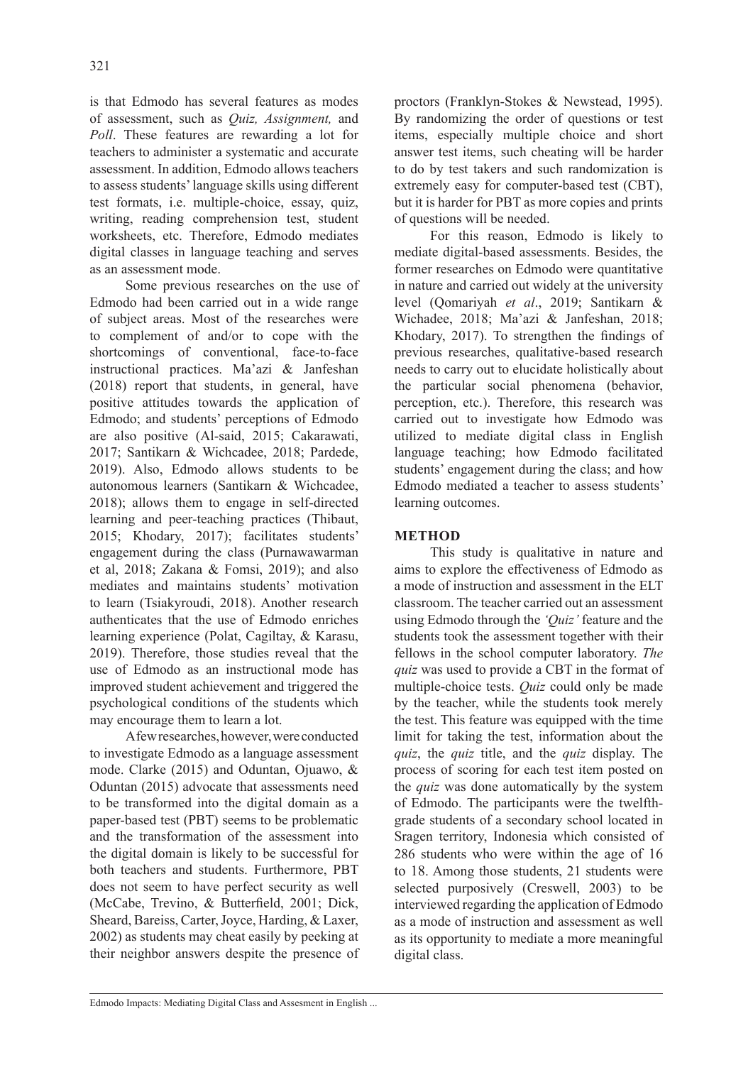is that Edmodo has several features as modes of assessment, such as *Quiz, Assignment,* and *Poll*. These features are rewarding a lot for teachers to administer a systematic and accurate assessment. In addition, Edmodo allows teachers to assess students' language skills using different test formats, i.e. multiple-choice, essay, quiz, writing, reading comprehension test, student worksheets, etc. Therefore, Edmodo mediates digital classes in language teaching and serves as an assessment mode.

Some previous researches on the use of Edmodo had been carried out in a wide range of subject areas. Most of the researches were to complement of and/or to cope with the shortcomings of conventional, face-to-face instructional practices. Ma'azi & Janfeshan (2018) report that students, in general, have positive attitudes towards the application of Edmodo; and students' perceptions of Edmodo are also positive (Al-said, 2015; Cakarawati, 2017; Santikarn & Wichcadee, 2018; Pardede, 2019). Also, Edmodo allows students to be autonomous learners (Santikarn & Wichcadee, 2018); allows them to engage in self-directed learning and peer-teaching practices (Thibaut, 2015; Khodary, 2017); facilitates students' engagement during the class (Purnawawarman et al, 2018; Zakana & Fomsi, 2019); and also mediates and maintains students' motivation to learn (Tsiakyroudi, 2018). Another research authenticates that the use of Edmodo enriches learning experience (Polat, Cagiltay, & Karasu, 2019). Therefore, those studies reveal that the use of Edmodo as an instructional mode has improved student achievement and triggered the psychological conditions of the students which may encourage them to learn a lot.

A few researches, however, were conducted to investigate Edmodo as a language assessment mode. Clarke (2015) and Oduntan, Ojuawo, & Oduntan (2015) advocate that assessments need to be transformed into the digital domain as a paper-based test (PBT) seems to be problematic and the transformation of the assessment into the digital domain is likely to be successful for both teachers and students. Furthermore, PBT does not seem to have perfect security as well (McCabe, Trevino, & Butterfield, 2001; Dick, Sheard, Bareiss, Carter, Joyce, Harding, & Laxer, 2002) as students may cheat easily by peeking at their neighbor answers despite the presence of proctors (Franklyn-Stokes & Newstead, 1995). By randomizing the order of questions or test items, especially multiple choice and short answer test items, such cheating will be harder to do by test takers and such randomization is extremely easy for computer-based test (CBT), but it is harder for PBT as more copies and prints of questions will be needed.

For this reason, Edmodo is likely to mediate digital-based assessments. Besides, the former researches on Edmodo were quantitative in nature and carried out widely at the university level (Qomariyah *et al*., 2019; Santikarn & Wichadee, 2018; Ma'azi & Janfeshan, 2018; Khodary, 2017). To strengthen the findings of previous researches, qualitative-based research needs to carry out to elucidate holistically about the particular social phenomena (behavior, perception, etc.). Therefore, this research was carried out to investigate how Edmodo was utilized to mediate digital class in English language teaching; how Edmodo facilitated students' engagement during the class; and how Edmodo mediated a teacher to assess students' learning outcomes.

## METHOD

This study is qualitative in nature and aims to explore the effectiveness of Edmodo as a mode of instruction and assessment in the ELT classroom. The teacher carried out an assessment using Edmodo through the *'Quiz'* feature and the students took the assessment together with their fellows in the school computer laboratory. *The quiz* was used to provide a CBT in the format of multiple-choice tests. *Quiz* could only be made by the teacher, while the students took merely the test. This feature was equipped with the time limit for taking the test, information about the *quiz*, the *quiz* title, and the *quiz* display. The process of scoring for each test item posted on the *quiz* was done automatically by the system of Edmodo. The participants were the twelfth-grade students of a secondary school located in Sragen territory, Indonesia which consisted of 286 students who were within the age of 16 to 18. Among those students, 21 students were selected purposively (Creswell, 2003) to be interviewed regarding the application of Edmodo as a mode of instruction and assessment as well as its opportunity to mediate a more meaningful digital class.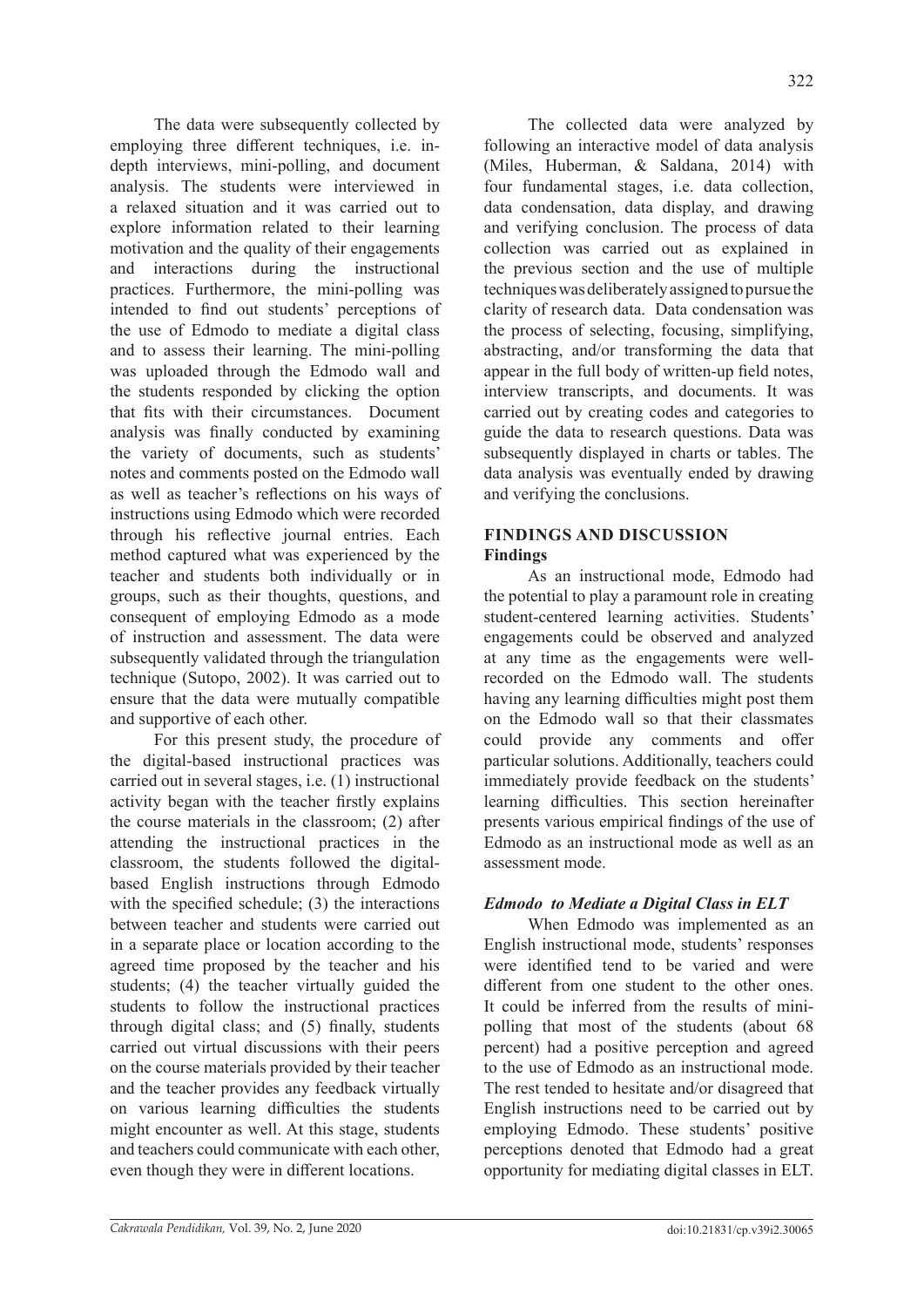The data were subsequently collected by employing three different techniques, i.e. in-depth interviews, mini-polling, and document analysis. The students were interviewed in a relaxed situation and it was carried out to explore information related to their learning motivation and the quality of their engagements and interactions during the instructional practices. Furthermore, the mini-polling was intended to find out students' perceptions of the use of Edmodo to mediate a digital class and to assess their learning. The mini-polling was uploaded through the Edmodo wall and the students responded by clicking the option that fits with their circumstances. Document analysis was finally conducted by examining the variety of documents, such as students' notes and comments posted on the Edmodo wall as well as teacher's reflections on his ways of instructions using Edmodo which were recorded through his reflective journal entries. Each method captured what was experienced by the teacher and students both individually or in groups, such as their thoughts, questions, and consequent of employing Edmodo as a mode of instruction and assessment. The data were subsequently validated through the triangulation technique (Sutopo, 2002). It was carried out to ensure that the data were mutually compatible and supportive of each other.

For this present study, the procedure of the digital-based instructional practices was carried out in several stages, i.e. (1) instructional activity began with the teacher firstly explains the course materials in the classroom; (2) after attending the instructional practices in the classroom, the students followed the digital-based English instructions through Edmodo with the specified schedule; (3) the interactions between teacher and students were carried out in a separate place or location according to the agreed time proposed by the teacher and his students; (4) the teacher virtually guided the students to follow the instructional practices through digital class; and (5) finally, students carried out virtual discussions with their peers on the course materials provided by their teacher and the teacher provides any feedback virtually on various learning difficulties the students might encounter as well. At this stage, students and teachers could communicate with each other, even though they were in different locations.

The collected data were analyzed by following an interactive model of data analysis (Miles, Huberman, & Saldana, 2014) with four fundamental stages, i.e. data collection, data condensation, data display, and drawing and verifying conclusion. The process of data collection was carried out as explained in the previous section and the use of multiple techniques was deliberately assigned to pursue the clarity of research data. Data condensation was the process of selecting, focusing, simplifying, abstracting, and/or transforming the data that appear in the full body of written-up field notes, interview transcripts, and documents. It was carried out by creating codes and categories to guide the data to research questions. Data was subsequently displayed in charts or tables. The data analysis was eventually ended by drawing and verifying the conclusions.

## FINDINGS AND DISCUSSION

### Findings

As an instructional mode, Edmodo had the potential to play a paramount role in creating student-centered learning activities. Students' engagements could be observed and analyzed at any time as the engagements were well-recorded on the Edmodo wall. The students having any learning difficulties might post them on the Edmodo wall so that their classmates could provide any comments and offer particular solutions. Additionally, teachers could immediately provide feedback on the students' learning difficulties. This section hereinafter presents various empirical findings of the use of Edmodo as an instructional mode as well as an assessment mode.

#### *Edmodo to Mediate a Digital Class in ELT*

When Edmodo was implemented as an English instructional mode, students' responses were identified tend to be varied and were different from one student to the other ones. It could be inferred from the results of mini-polling that most of the students (about 68 percent) had a positive perception and agreed to the use of Edmodo as an instructional mode. The rest tended to hesitate and/or disagreed that English instructions need to be carried out by employing Edmodo. These students' positive perceptions denoted that Edmodo had a great opportunity for mediating digital classes in ELT.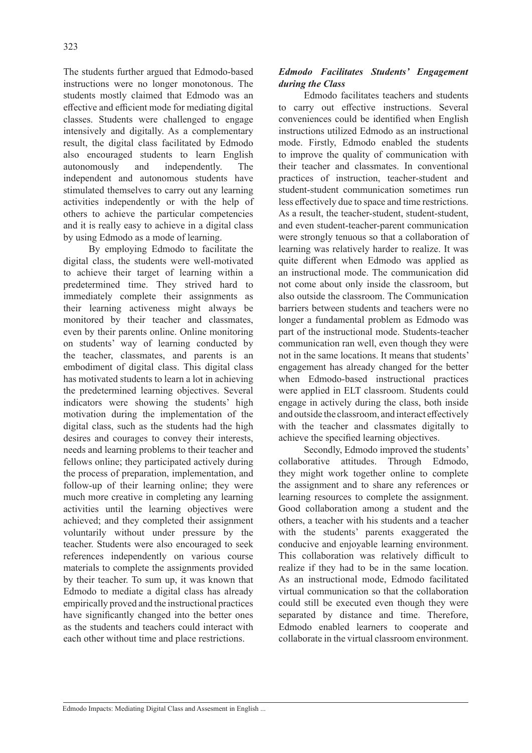The students further argued that Edmodo-based instructions were no longer monotonous. The students mostly claimed that Edmodo was an effective and efficient mode for mediating digital classes. Students were challenged to engage intensively and digitally. As a complementary result, the digital class facilitated by Edmodo also encouraged students to learn English autonomously and independently. The independent and autonomous students have stimulated themselves to carry out any learning activities independently or with the help of others to achieve the particular competencies and it is really easy to achieve in a digital class by using Edmodo as a mode of learning.

By employing Edmodo to facilitate the digital class, the students were well-motivated to achieve their target of learning within a predetermined time. They strived hard to immediately complete their assignments as their learning activeness might always be monitored by their teacher and classmates, even by their parents online. Online monitoring on students' way of learning conducted by the teacher, classmates, and parents is an embodiment of digital class. This digital class has motivated students to learn a lot in achieving the predetermined learning objectives. Several indicators were showing the students' high motivation during the implementation of the digital class, such as the students had the high desires and courages to convey their interests, needs and learning problems to their teacher and fellows online; they participated actively during the process of preparation, implementation, and follow-up of their learning online; they were much more creative in completing any learning activities until the learning objectives were achieved; and they completed their assignment voluntarily without under pressure by the teacher. Students were also encouraged to seek references independently on various course materials to complete the assignments provided by their teacher. To sum up, it was known that Edmodo to mediate a digital class has already empirically proved and the instructional practices have significantly changed into the better ones as the students and teachers could interact with each other without time and place restrictions.

***Edmodo Facilitates Students' Engagement during the Class***

Edmodo facilitates teachers and students to carry out effective instructions. Several conveniences could be identified when English instructions utilized Edmodo as an instructional mode. Firstly, Edmodo enabled the students to improve the quality of communication with their teacher and classmates. In conventional practices of instruction, teacher-student and student-student communication sometimes run less effectively due to space and time restrictions. As a result, the teacher-student, student-student, and even student-teacher-parent communication were strongly tenuous so that a collaboration of learning was relatively harder to realize. It was quite different when Edmodo was applied as an instructional mode. The communication did not come about only inside the classroom, but also outside the classroom. The Communication barriers between students and teachers were no longer a fundamental problem as Edmodo was part of the instructional mode. Students-teacher communication ran well, even though they were not in the same locations. It means that students' engagement has already changed for the better when Edmodo-based instructional practices were applied in ELT classroom. Students could engage in actively during the class, both inside and outside the classroom, and interact effectively with the teacher and classmates digitally to achieve the specified learning objectives.

Secondly, Edmodo improved the students' collaborative attitudes. Through Edmodo, they might work together online to complete the assignment and to share any references or learning resources to complete the assignment. Good collaboration among a student and the others, a teacher with his students and a teacher with the students' parents exaggerated the conducive and enjoyable learning environment. This collaboration was relatively difficult to realize if they had to be in the same location. As an instructional mode, Edmodo facilitated virtual communication so that the collaboration could still be executed even though they were separated by distance and time. Therefore, Edmodo enabled learners to cooperate and collaborate in the virtual classroom environment.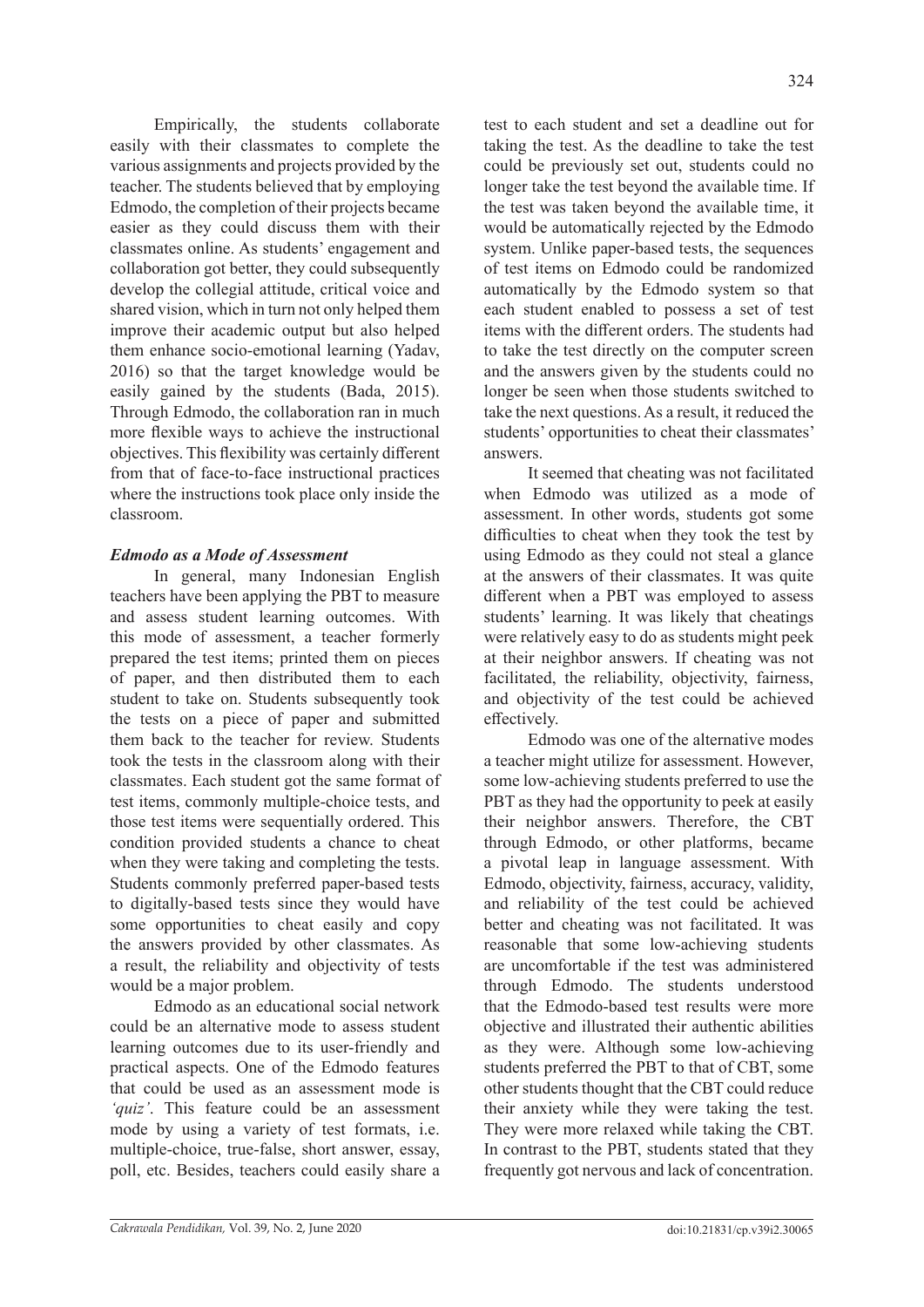Empirically, the students collaborate easily with their classmates to complete the various assignments and projects provided by the teacher. The students believed that by employing Edmodo, the completion of their projects became easier as they could discuss them with their classmates online. As students' engagement and collaboration got better, they could subsequently develop the collegial attitude, critical voice and shared vision, which in turn not only helped them improve their academic output but also helped them enhance socio-emotional learning (Yadav, 2016) so that the target knowledge would be easily gained by the students (Bada, 2015). Through Edmodo, the collaboration ran in much more flexible ways to achieve the instructional objectives. This flexibility was certainly different from that of face-to-face instructional practices where the instructions took place only inside the classroom.

### *Edmodo as a Mode of Assessment*

In general, many Indonesian English teachers have been applying the PBT to measure and assess student learning outcomes. With this mode of assessment, a teacher formerly prepared the test items; printed them on pieces of paper, and then distributed them to each student to take on. Students subsequently took the tests on a piece of paper and submitted them back to the teacher for review. Students took the tests in the classroom along with their classmates. Each student got the same format of test items, commonly multiple-choice tests, and those test items were sequentially ordered. This condition provided students a chance to cheat when they were taking and completing the tests. Students commonly preferred paper-based tests to digitally-based tests since they would have some opportunities to cheat easily and copy the answers provided by other classmates. As a result, the reliability and objectivity of tests would be a major problem.

Edmodo as an educational social network could be an alternative mode to assess student learning outcomes due to its user-friendly and practical aspects. One of the Edmodo features that could be used as an assessment mode is *'quiz'*. This feature could be an assessment mode by using a variety of test formats, i.e. multiple-choice, true-false, short answer, essay, poll, etc. Besides, teachers could easily share a test to each student and set a deadline out for taking the test. As the deadline to take the test could be previously set out, students could no longer take the test beyond the available time. If the test was taken beyond the available time, it would be automatically rejected by the Edmodo system. Unlike paper-based tests, the sequences of test items on Edmodo could be randomized automatically by the Edmodo system so that each student enabled to possess a set of test items with the different orders. The students had to take the test directly on the computer screen and the answers given by the students could no longer be seen when those students switched to take the next questions. As a result, it reduced the students' opportunities to cheat their classmates' answers.

It seemed that cheating was not facilitated when Edmodo was utilized as a mode of assessment. In other words, students got some difficulties to cheat when they took the test by using Edmodo as they could not steal a glance at the answers of their classmates. It was quite different when a PBT was employed to assess students' learning. It was likely that cheatings were relatively easy to do as students might peek at their neighbor answers. If cheating was not facilitated, the reliability, objectivity, fairness, and objectivity of the test could be achieved effectively.

Edmodo was one of the alternative modes a teacher might utilize for assessment. However, some low-achieving students preferred to use the PBT as they had the opportunity to peek at easily their neighbor answers. Therefore, the CBT through Edmodo, or other platforms, became a pivotal leap in language assessment. With Edmodo, objectivity, fairness, accuracy, validity, and reliability of the test could be achieved better and cheating was not facilitated. It was reasonable that some low-achieving students are uncomfortable if the test was administered through Edmodo. The students understood that the Edmodo-based test results were more objective and illustrated their authentic abilities as they were. Although some low-achieving students preferred the PBT to that of CBT, some other students thought that the CBT could reduce their anxiety while they were taking the test. They were more relaxed while taking the CBT. In contrast to the PBT, students stated that they frequently got nervous and lack of concentration.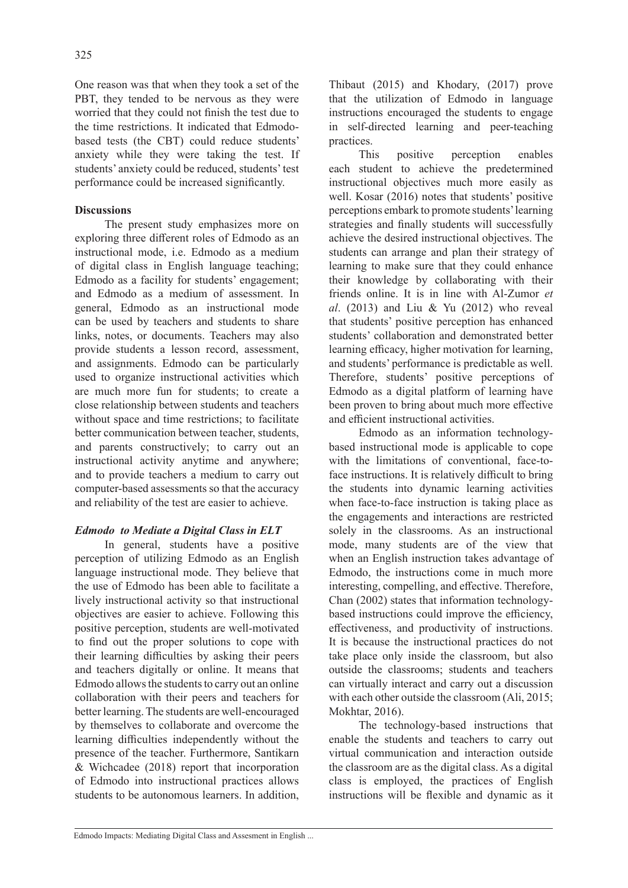One reason was that when they took a set of the PBT, they tended to be nervous as they were worried that they could not finish the test due to the time restrictions. It indicated that Edmodo-based tests (the CBT) could reduce students' anxiety while they were taking the test. If students' anxiety could be reduced, students' test performance could be increased significantly.

**Discussions**

The present study emphasizes more on exploring three different roles of Edmodo as an instructional mode, i.e. Edmodo as a medium of digital class in English language teaching; Edmodo as a facility for students' engagement; and Edmodo as a medium of assessment. In general, Edmodo as an instructional mode can be used by teachers and students to share links, notes, or documents. Teachers may also provide students a lesson record, assessment, and assignments. Edmodo can be particularly used to organize instructional activities which are much more fun for students; to create a close relationship between students and teachers without space and time restrictions; to facilitate better communication between teacher, students, and parents constructively; to carry out an instructional activity anytime and anywhere; and to provide teachers a medium to carry out computer-based assessments so that the accuracy and reliability of the test are easier to achieve.

***Edmodo to Mediate a Digital Class in ELT***

In general, students have a positive perception of utilizing Edmodo as an English language instructional mode. They believe that the use of Edmodo has been able to facilitate a lively instructional activity so that instructional objectives are easier to achieve. Following this positive perception, students are well-motivated to find out the proper solutions to cope with their learning difficulties by asking their peers and teachers digitally or online. It means that Edmodo allows the students to carry out an online collaboration with their peers and teachers for better learning. The students are well-encouraged by themselves to collaborate and overcome the learning difficulties independently without the presence of the teacher. Furthermore, Santikarn & Wichcadee (2018) report that incorporation of Edmodo into instructional practices allows students to be autonomous learners. In addition, Thibaut (2015) and Khodary, (2017) prove that the utilization of Edmodo in language instructions encouraged the students to engage in self-directed learning and peer-teaching practices.

This positive perception enables each student to achieve the predetermined instructional objectives much more easily as well. Kosar (2016) notes that students' positive perceptions embark to promote students' learning strategies and finally students will successfully achieve the desired instructional objectives. The students can arrange and plan their strategy of learning to make sure that they could enhance their knowledge by collaborating with their friends online. It is in line with Al-Zumor *et al*. (2013) and Liu & Yu (2012) who reveal that students' positive perception has enhanced students' collaboration and demonstrated better learning efficacy, higher motivation for learning, and students' performance is predictable as well. Therefore, students' positive perceptions of Edmodo as a digital platform of learning have been proven to bring about much more effective and efficient instructional activities.

Edmodo as an information technology-based instructional mode is applicable to cope with the limitations of conventional, face-to-face instructions. It is relatively difficult to bring the students into dynamic learning activities when face-to-face instruction is taking place as the engagements and interactions are restricted solely in the classrooms. As an instructional mode, many students are of the view that when an English instruction takes advantage of Edmodo, the instructions come in much more interesting, compelling, and effective. Therefore, Chan (2002) states that information technology-based instructions could improve the efficiency, effectiveness, and productivity of instructions. It is because the instructional practices do not take place only inside the classroom, but also outside the classrooms; students and teachers can virtually interact and carry out a discussion with each other outside the classroom (Ali, 2015; Mokhtar, 2016).

The technology-based instructions that enable the students and teachers to carry out virtual communication and interaction outside the classroom are as the digital class. As a digital class is employed, the practices of English instructions will be flexible and dynamic as it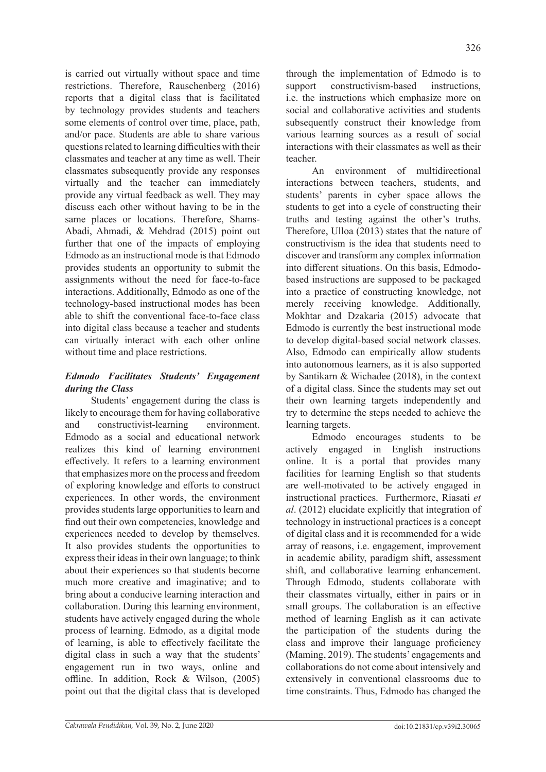is carried out virtually without space and time restrictions. Therefore, Rauschenberg (2016) reports that a digital class that is facilitated by technology provides students and teachers some elements of control over time, place, path, and/or pace. Students are able to share various questions related to learning difficulties with their classmates and teacher at any time as well. Their classmates subsequently provide any responses virtually and the teacher can immediately provide any virtual feedback as well. They may discuss each other without having to be in the same places or locations. Therefore, Shams-Abadi, Ahmadi, & Mehdrad (2015) point out further that one of the impacts of employing Edmodo as an instructional mode is that Edmodo provides students an opportunity to submit the assignments without the need for face-to-face interactions. Additionally, Edmodo as one of the technology-based instructional modes has been able to shift the conventional face-to-face class into digital class because a teacher and students can virtually interact with each other online without time and place restrictions.

### *Edmodo Facilitates Students' Engagement during the Class*

Students' engagement during the class is likely to encourage them for having collaborative and constructivist-learning environment. Edmodo as a social and educational network realizes this kind of learning environment effectively. It refers to a learning environment that emphasizes more on the process and freedom of exploring knowledge and efforts to construct experiences. In other words, the environment provides students large opportunities to learn and find out their own competencies, knowledge and experiences needed to develop by themselves. It also provides students the opportunities to express their ideas in their own language; to think about their experiences so that students become much more creative and imaginative; and to bring about a conducive learning interaction and collaboration. During this learning environment, students have actively engaged during the whole process of learning. Edmodo, as a digital mode of learning, is able to effectively facilitate the digital class in such a way that the students' engagement run in two ways, online and offline. In addition, Rock & Wilson, (2005) point out that the digital class that is developed through the implementation of Edmodo is to support constructivism-based instructions, i.e. the instructions which emphasize more on social and collaborative activities and students subsequently construct their knowledge from various learning sources as a result of social interactions with their classmates as well as their teacher.

An environment of multidirectional interactions between teachers, students, and students' parents in cyber space allows the students to get into a cycle of constructing their truths and testing against the other's truths. Therefore, Ulloa (2013) states that the nature of constructivism is the idea that students need to discover and transform any complex information into different situations. On this basis, Edmodo-based instructions are supposed to be packaged into a practice of constructing knowledge, not merely receiving knowledge. Additionally, Mokhtar and Dzakaria (2015) advocate that Edmodo is currently the best instructional mode to develop digital-based social network classes. Also, Edmodo can empirically allow students into autonomous learners, as it is also supported by Santikarn & Wichadee (2018), in the context of a digital class. Since the students may set out their own learning targets independently and try to determine the steps needed to achieve the learning targets.

Edmodo encourages students to be actively engaged in English instructions online. It is a portal that provides many facilities for learning English so that students are well-motivated to be actively engaged in instructional practices. Furthermore, Riasati *et al*. (2012) elucidate explicitly that integration of technology in instructional practices is a concept of digital class and it is recommended for a wide array of reasons, i.e. engagement, improvement in academic ability, paradigm shift, assessment shift, and collaborative learning enhancement. Through Edmodo, students collaborate with their classmates virtually, either in pairs or in small groups. The collaboration is an effective method of learning English as it can activate the participation of the students during the class and improve their language proficiency (Maming, 2019). The students' engagements and collaborations do not come about intensively and extensively in conventional classrooms due to time constraints. Thus, Edmodo has changed the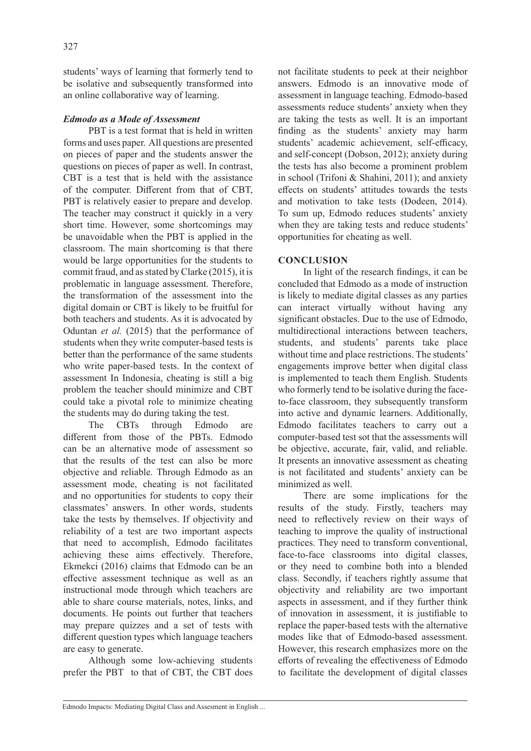students' ways of learning that formerly tend to be isolative and subsequently transformed into an online collaborative way of learning.

### *Edmodo as a Mode of Assessment*

PBT is a test format that is held in written forms and uses paper. All questions are presented on pieces of paper and the students answer the questions on pieces of paper as well. In contrast, CBT is a test that is held with the assistance of the computer. Different from that of CBT, PBT is relatively easier to prepare and develop. The teacher may construct it quickly in a very short time. However, some shortcomings may be unavoidable when the PBT is applied in the classroom. The main shortcoming is that there would be large opportunities for the students to commit fraud, and as stated by Clarke (2015), it is problematic in language assessment. Therefore, the transformation of the assessment into the digital domain or CBT is likely to be fruitful for both teachers and students. As it is advocated by Oduntan *et al.* (2015) that the performance of students when they write computer-based tests is better than the performance of the same students who write paper-based tests. In the context of assessment In Indonesia, cheating is still a big problem the teacher should minimize and CBT could take a pivotal role to minimize cheating the students may do during taking the test.

The CBTs through Edmodo are different from those of the PBTs. Edmodo can be an alternative mode of assessment so that the results of the test can also be more objective and reliable. Through Edmodo as an assessment mode, cheating is not facilitated and no opportunities for students to copy their classmates' answers. In other words, students take the tests by themselves. If objectivity and reliability of a test are two important aspects that need to accomplish, Edmodo facilitates achieving these aims effectively. Therefore, Ekmekci (2016) claims that Edmodo can be an effective assessment technique as well as an instructional mode through which teachers are able to share course materials, notes, links, and documents. He points out further that teachers may prepare quizzes and a set of tests with different question types which language teachers are easy to generate.

Although some low-achieving students prefer the PBT to that of CBT, the CBT does not facilitate students to peek at their neighbor answers. Edmodo is an innovative mode of assessment in language teaching. Edmodo-based assessments reduce students' anxiety when they are taking the tests as well. It is an important finding as the students' anxiety may harm students' academic achievement, self-efficacy, and self-concept (Dobson, 2012); anxiety during the tests has also become a prominent problem in school (Trifoni & Shahini, 2011); and anxiety effects on students' attitudes towards the tests and motivation to take tests (Dodeen, 2014). To sum up, Edmodo reduces students' anxiety when they are taking tests and reduce students' opportunities for cheating as well.

## CONCLUSION

In light of the research findings, it can be concluded that Edmodo as a mode of instruction is likely to mediate digital classes as any parties can interact virtually without having any significant obstacles. Due to the use of Edmodo, multidirectional interactions between teachers, students, and students' parents take place without time and place restrictions. The students' engagements improve better when digital class is implemented to teach them English. Students who formerly tend to be isolative during the face-to-face classroom, they subsequently transform into active and dynamic learners. Additionally, Edmodo facilitates teachers to carry out a computer-based test sot that the assessments will be objective, accurate, fair, valid, and reliable. It presents an innovative assessment as cheating is not facilitated and students' anxiety can be minimized as well.

There are some implications for the results of the study. Firstly, teachers may need to reflectively review on their ways of teaching to improve the quality of instructional practices. They need to transform conventional, face-to-face classrooms into digital classes, or they need to combine both into a blended class. Secondly, if teachers rightly assume that objectivity and reliability are two important aspects in assessment, and if they further think of innovation in assessment, it is justifiable to replace the paper-based tests with the alternative modes like that of Edmodo-based assessment. However, this research emphasizes more on the efforts of revealing the effectiveness of Edmodo to facilitate the development of digital classes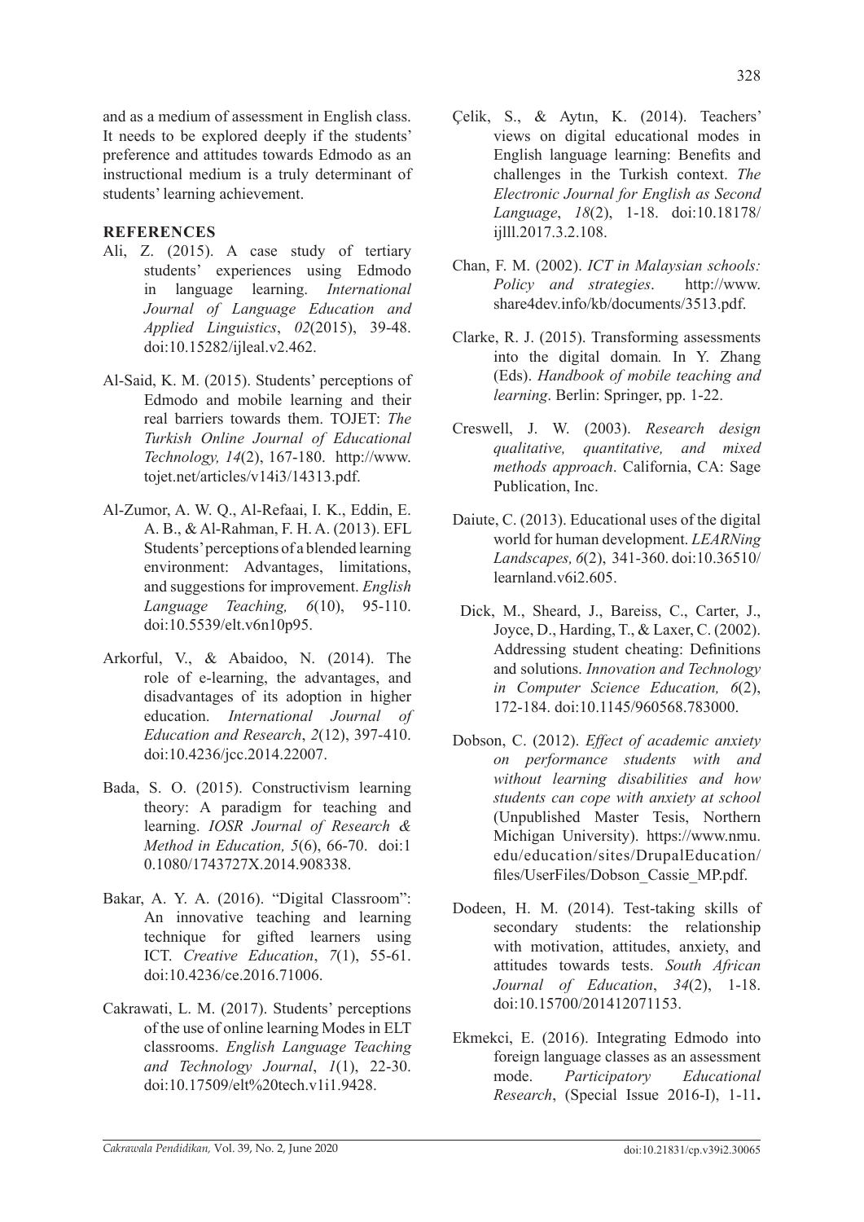and as a medium of assessment in English class. It needs to be explored deeply if the students' preference and attitudes towards Edmodo as an instructional medium is a truly determinant of students' learning achievement.

## REFERENCES

Ali, Z. (2015). A case study of tertiary students' experiences using Edmodo in language learning. *International Journal of Language Education and Applied Linguistics*, *02*(2015), 39-48. doi:10.15282/ijleal.v2.462.

Al-Said, K. M. (2015). Students' perceptions of Edmodo and mobile learning and their real barriers towards them. TOJET: *The Turkish Online Journal of Educational Technology, 14*(2), 167-180. http://www.tojet.net/articles/v14i3/14313.pdf.

Al-Zumor, A. W. Q., Al-Refaai, I. K., Eddin, E. A. B., & Al-Rahman, F. H. A. (2013). EFL Students' perceptions of a blended learning environment: Advantages, limitations, and suggestions for improvement. *English Language Teaching, 6*(10), 95-110. doi:10.5539/elt.v6n10p95.

Arkorful, V., & Abaidoo, N. (2014). The role of e-learning, the advantages, and disadvantages of its adoption in higher education. *International Journal of Education and Research*, *2*(12), 397-410. doi:10.4236/jcc.2014.22007.

Bada, S. O. (2015). Constructivism learning theory: A paradigm for teaching and learning. *IOSR Journal of Research & Method in Education, 5*(6), 66-70. doi:10.1080/1743727X.2014.908338.

Bakar, A. Y. A. (2016). "Digital Classroom": An innovative teaching and learning technique for gifted learners using ICT. *Creative Education*, *7*(1), 55-61. doi:10.4236/ce.2016.71006.

Cakrawati, L. M. (2017). Students' perceptions of the use of online learning Modes in ELT classrooms. *English Language Teaching and Technology Journal*, *1*(1), 22-30. doi:10.17509/elt%20tech.v1i1.9428.

Çelik, S., & Aytın, K. (2014). Teachers' views on digital educational modes in English language learning: Benefits and challenges in the Turkish context. *The Electronic Journal for English as Second Language*, *18*(2), 1-18. doi:10.18178/ijlll.2017.3.2.108.

Chan, F. M. (2002). *ICT in Malaysian schools: Policy and strategies*. http://www.share4dev.info/kb/documents/3513.pdf.

Clarke, R. J. (2015). Transforming assessments into the digital domain*.* In Y. Zhang (Eds). *Handbook of mobile teaching and learning*. Berlin: Springer, pp. 1-22.

Creswell, J. W. (2003). *Research design qualitative, quantitative, and mixed methods approach*. California, CA: Sage Publication, Inc.

Daiute, C. (2013). Educational uses of the digital world for human development. *LEARNing Landscapes, 6*(2), 341-360. doi:10.36510/learnland.v6i2.605.

Dick, M., Sheard, J., Bareiss, C., Carter, J., Joyce, D., Harding, T., & Laxer, C. (2002). Addressing student cheating: Definitions and solutions. *Innovation and Technology in Computer Science Education, 6*(2), 172-184. doi:10.1145/960568.783000.

Dobson, C. (2012). *Effect of academic anxiety on performance students with and without learning disabilities and how students can cope with anxiety at school* (Unpublished Master Tesis, Northern Michigan University). https://www.nmu.edu/education/sites/DrupalEducation/files/UserFiles/Dobson_Cassie_MP.pdf.

Dodeen, H. M. (2014). Test-taking skills of secondary students: the relationship with motivation, attitudes, anxiety, and attitudes towards tests. *South African Journal of Education*, *34*(2), 1-18. doi:10.15700/201412071153.

Ekmekci, E. (2016). Integrating Edmodo into foreign language classes as an assessment mode. *Participatory Educational Research*, (Special Issue 2016-I), 1-11**.**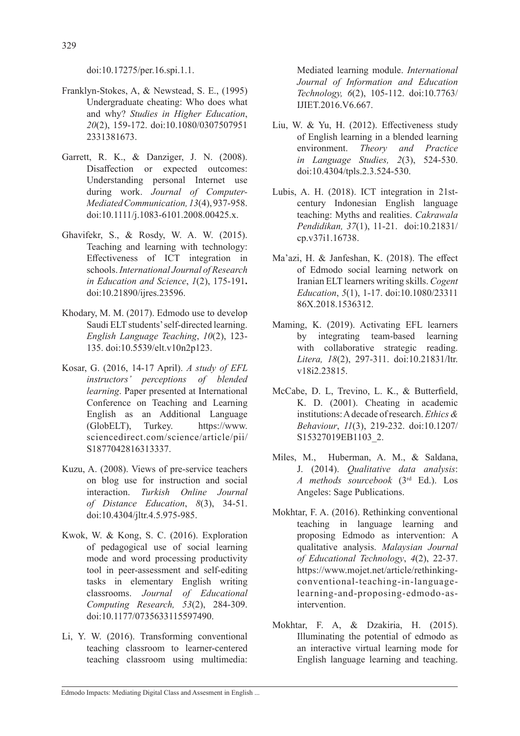doi:10.17275/per.16.spi.1.1.

Franklyn-Stokes, A, & Newstead, S. E., (1995) Undergraduate cheating: Who does what and why? *Studies in Higher Education*, *20*(2), 159-172. doi:10.1080/03075079512331381673.

Garrett, R. K., & Danziger, J. N. (2008). Disaffection or expected outcomes: Understanding personal Internet use during work. *Journal of Computer-Mediated Communication, 13*(4), 937-958. doi:10.1111/j.1083-6101.2008.00425.x.

Ghavifekr, S., & Rosdy, W. A. W. (2015). Teaching and learning with technology: Effectiveness of ICT integration in schools. *International Journal of Research in Education and Science*, *1*(2), 175-191**.** doi:10.21890/ijres.23596.

Khodary, M. M. (2017). Edmodo use to develop Saudi ELT students' self-directed learning. *English Language Teaching*, *10*(2), 123-135. doi:10.5539/elt.v10n2p123.

Kosar, G. (2016, 14-17 April). *A study of EFL instructors' perceptions of blended learning*. Paper presented at International Conference on Teaching and Learning English as an Additional Language (GlobELT), Turkey. https://www.sciencedirect.com/science/article/pii/S1877042816313337.

Kuzu, A. (2008). Views of pre-service teachers on blog use for instruction and social interaction. *Turkish Online Journal of Distance Education*, *8*(3), 34-51. doi:10.4304/jltr.4.5.975-985.

Kwok, W. & Kong, S. C. (2016). Exploration of pedagogical use of social learning mode and word processing productivity tool in peer-assessment and self-editing tasks in elementary English writing classrooms. *Journal of Educational Computing Research, 53*(2), 284-309. doi:10.1177/0735633115597490.

Li, Y. W. (2016). Transforming conventional teaching classroom to learner-centered teaching classroom using multimedia: Mediated learning module. *International Journal of Information and Education Technology, 6*(2), 105-112. doi:10.7763/IJIET.2016.V6.667.

Liu, W. & Yu, H. (2012). Effectiveness study of English learning in a blended learning environment. *Theory and Practice in Language Studies, 2*(3), 524-530. doi:10.4304/tpls.2.3.524-530.

Lubis, A. H. (2018). ICT integration in 21st-century Indonesian English language teaching: Myths and realities. *Cakrawala Pendidikan, 37*(1), 11-21. doi:10.21831/cp.v37i1.16738.

Ma'azi, H. & Janfeshan, K. (2018). The effect of Edmodo social learning network on Iranian ELT learners writing skills. *Cogent Education*, *5*(1), 1-17. doi:10.1080/2331186X.2018.1536312.

Maming, K. (2019). Activating EFL learners by integrating team-based learning with collaborative strategic reading. *Litera, 18*(2), 297-311. doi:10.21831/ltr.v18i2.23815.

McCabe, D. L, Trevino, L. K., & Butterfield, K. D. (2001). Cheating in academic institutions: A decade of research. *Ethics & Behaviour*, *11*(3), 219-232. doi:10.1207/S15327019EB1103_2.

Miles, M., Huberman, A. M., & Saldana, J. (2014). *Qualitative data analysis*: *A methods sourcebook* (3rd Ed.). Los Angeles: Sage Publications.

Mokhtar, F. A. (2016). Rethinking conventional teaching in language learning and proposing Edmodo as intervention: A qualitative analysis. *Malaysian Journal of Educational Technology*, *4*(2), 22-37. https://www.mojet.net/article/rethinking-conventional-teaching-in-language-learning-and-proposing-edmodo-as-intervention.

Mokhtar, F. A, & Dzakiria, H. (2015). Illuminating the potential of edmodo as an interactive virtual learning mode for English language learning and teaching.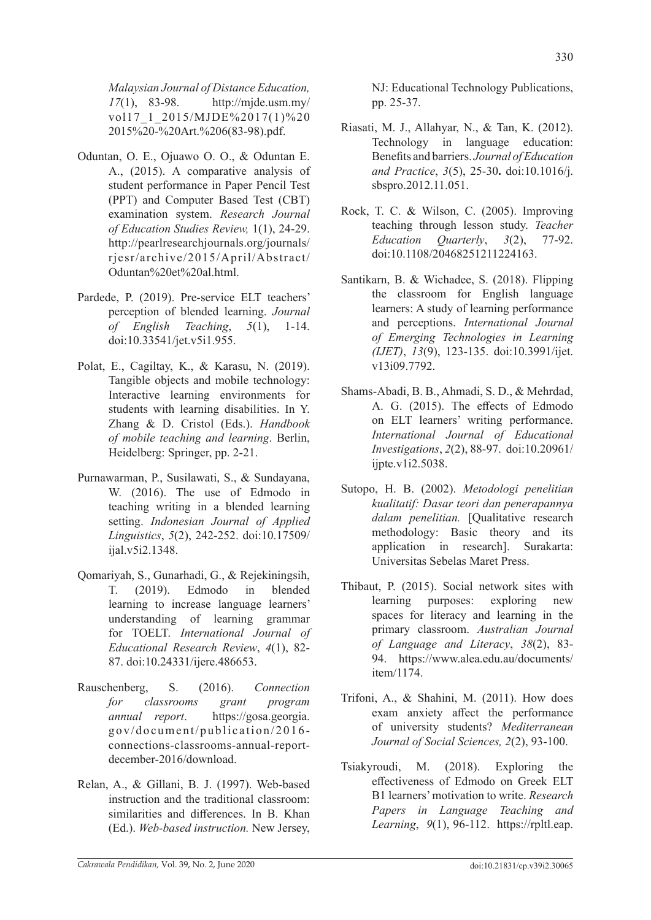*Malaysian Journal of Distance Education, 17*(1), 83-98. http://mjde.usm.my/vol17_1_2015/MJDE%2017(1)%20 2015%20-%20Art.%206(83-98).pdf.

Oduntan, O. E., Ojuawo O. O., & Oduntan E. A., (2015). A comparative analysis of student performance in Paper Pencil Test (PPT) and Computer Based Test (CBT) examination system. *Research Journal of Education Studies Review,* 1(1), 24-29. http://pearlresearchjournals.org/journals/rjesr/archive/2015/April/Abstract/Oduntan%20et%20al.html.

Pardede, P. (2019). Pre-service ELT teachers' perception of blended learning. *Journal of English Teaching*, *5*(1), 1-14. doi:10.33541/jet.v5i1.955.

Polat, E., Cagiltay, K., & Karasu, N. (2019). Tangible objects and mobile technology: Interactive learning environments for students with learning disabilities. In Y. Zhang & D. Cristol (Eds.). *Handbook of mobile teaching and learning*. Berlin, Heidelberg: Springer, pp. 2-21.

Purnawarman, P., Susilawati, S., & Sundayana, W. (2016). The use of Edmodo in teaching writing in a blended learning setting. *Indonesian Journal of Applied Linguistics*, *5*(2), 242-252. doi:10.17509/ijal.v5i2.1348.

Qomariyah, S., Gunarhadi, G., & Rejekiningsih, T. (2019). Edmodo in blended learning to increase language learners' understanding of learning grammar for TOELT. *International Journal of Educational Research Review*, *4*(1), 82-87. doi:10.24331/ijere.486653.

Rauschenberg, S. (2016). *Connection for classrooms grant program annual report*. https://gosa.georgia.gov/document/publication/2016-connections-classrooms-annual-report-december-2016/download.

Relan, A., & Gillani, B. J. (1997). Web-based instruction and the traditional classroom: similarities and differences. In B. Khan (Ed.). *Web-based instruction.* New Jersey, NJ: Educational Technology Publications, pp. 25-37.

Riasati, M. J., Allahyar, N., & Tan, K. (2012). Technology in language education: Benefits and barriers. *Journal of Education and Practice*, *3*(5), 25-30**.** doi:10.1016/j.sbspro.2012.11.051.

Rock, T. C. & Wilson, C. (2005). Improving teaching through lesson study. *Teacher Education Quarterly*, *3*(2), 77-92. doi:10.1108/20468251211224163.

Santikarn, B. & Wichadee, S. (2018). Flipping the classroom for English language learners: A study of learning performance and perceptions. *International Journal of Emerging Technologies in Learning (IJET)*, *13*(9), 123-135. doi:10.3991/ijet.v13i09.7792.

Shams-Abadi, B. B., Ahmadi, S. D., & Mehrdad, A. G. (2015). The effects of Edmodo on ELT learners' writing performance. *International Journal of Educational Investigations*, *2*(2), 88-97. doi:10.20961/ijpte.v1i2.5038.

Sutopo, H. B. (2002). *Metodologi penelitian kualitatif: Dasar teori dan penerapannya dalam penelitian.* [Qualitative research methodology: Basic theory and its application in research]. Surakarta: Universitas Sebelas Maret Press.

Thibaut, P. (2015). Social network sites with learning purposes: exploring new spaces for literacy and learning in the primary classroom. *Australian Journal of Language and Literacy*, *38*(2), 83-94. https://www.alea.edu.au/documents/item/1174.

Trifoni, A., & Shahini, M. (2011). How does exam anxiety affect the performance of university students? *Mediterranean Journal of Social Sciences, 2*(2), 93-100.

Tsiakyroudi, M. (2018). Exploring the effectiveness of Edmodo on Greek ELT B1 learners' motivation to write. *Research Papers in Language Teaching and Learning*, *9*(1), 96-112. https://rpltl.eap.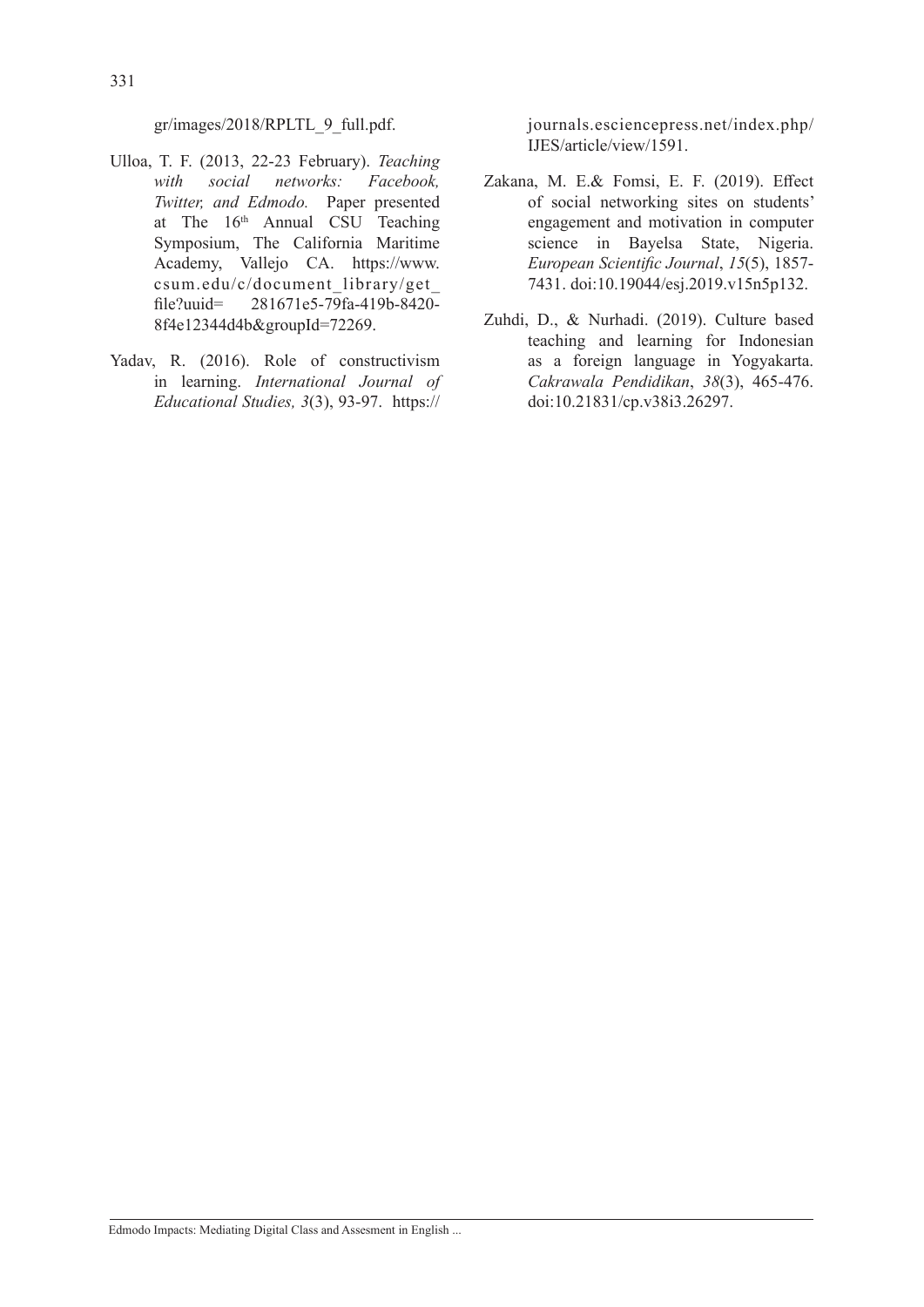gr/images/2018/RPLTL_9_full.pdf.

Ulloa, T. F. (2013, 22-23 February). *Teaching with social networks: Facebook, Twitter, and Edmodo.* Paper presented at The 16th Annual CSU Teaching Symposium, The California Maritime Academy, Vallejo CA. https://www.csum.edu/c/document_library/get_file?uuid= 281671e5-79fa-419b-8420-8f4e12344d4b&groupId=72269.

Yadav, R. (2016). Role of constructivism in learning. *International Journal of Educational Studies, 3*(3), 93-97. https://journals.esciencepress.net/index.php/IJES/article/view/1591.

Zakana, M. E.& Fomsi, E. F. (2019). Effect of social networking sites on students' engagement and motivation in computer science in Bayelsa State, Nigeria. *European Scientific Journal*, *15*(5), 1857-7431. doi:10.19044/esj.2019.v15n5p132.

Zuhdi, D., & Nurhadi. (2019). Culture based teaching and learning for Indonesian as a foreign language in Yogyakarta. *Cakrawala Pendidikan*, *38*(3), 465-476. doi:10.21831/cp.v38i3.26297.